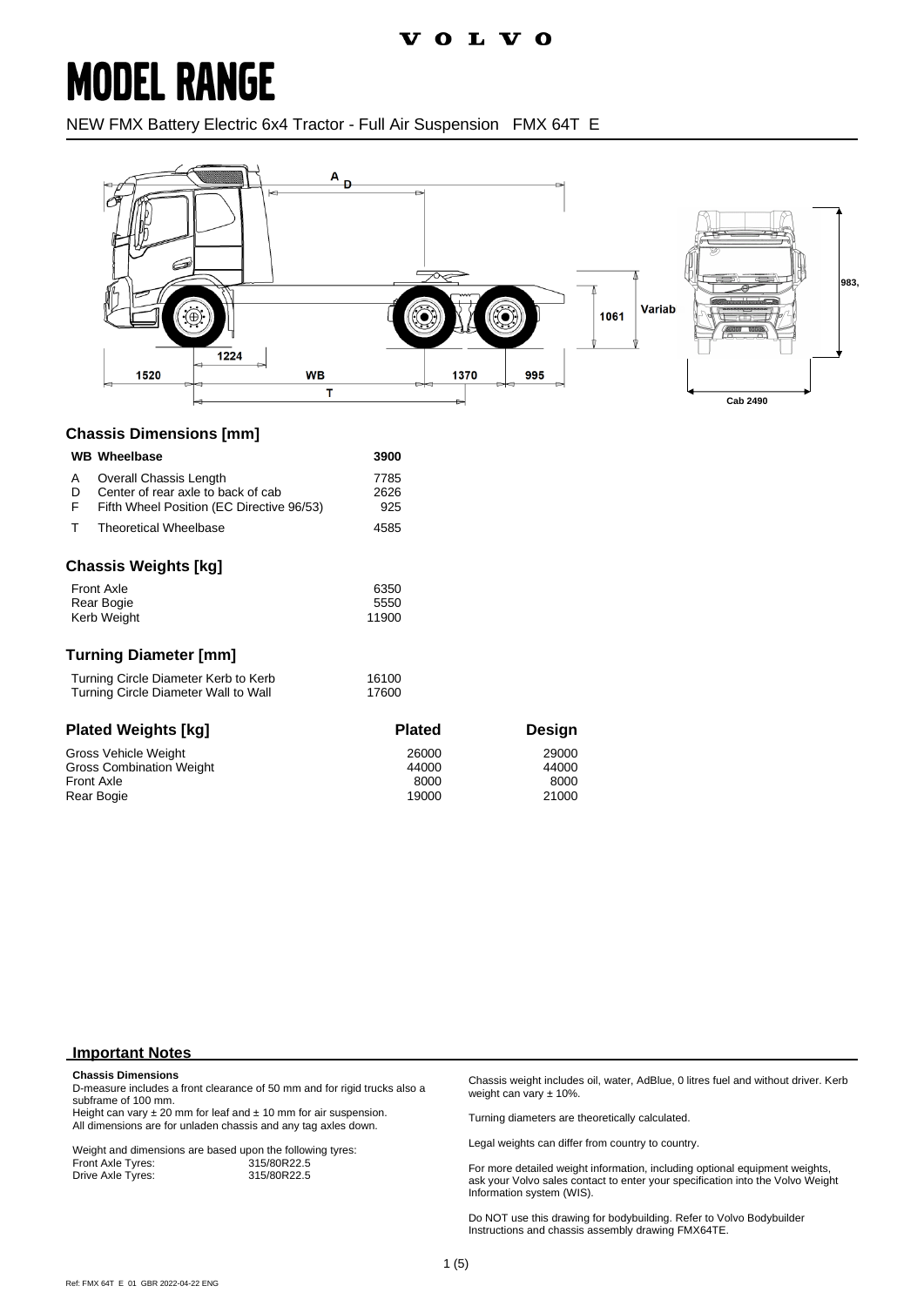# MODEL RANGE

NEW FMX Battery Electric 6x4 Tractor - Full Air Suspension FMX 64T E

## Chassis Dimensions [mm]

| | | |
|---|---|---|
| **WB** | **Wheelbase** | **3900** |
| A | Overall Chassis Length | 7785 |
| D | Center of rear axle to back of cab | 2626 |
| F | Fifth Wheel Position (EC Directive 96/53) | 925 |
| T | Theoretical Wheelbase | 4585 |

## Chassis Weights [kg]

| | |
|---|---|
| Front Axle | 6350 |
| Rear Bogie | 5550 |
| Kerb Weight | 11900 |

## Turning Diameter [mm]

| | |
|---|---|
| Turning Circle Diameter Kerb to Kerb | 16100 |
| Turning Circle Diameter Wall to Wall | 17600 |

## Plated Weights [kg]

| | Plated | Design |
|---|---|---|
| Gross Vehicle Weight | 26000 | 29000 |
| Gross Combination Weight | 44000 | 44000 |
| Front Axle | 8000 | 8000 |
| Rear Bogie | 19000 | 21000 |

## Important Notes

**Chassis Dimensions**
D-measure includes a front clearance of 50 mm and for rigid trucks also a subframe of 100 mm.
Height can vary ± 20 mm for leaf and ± 10 mm for air suspension.
All dimensions are for unladen chassis and any tag axles down.

Weight and dimensions are based upon the following tyres:

| | |
|---|---|
| Front Axle Tyres: | 315/80R22.5 |
| Drive Axle Tyres: | 315/80R22.5 |

Chassis weight includes oil, water, AdBlue, 0 litres fuel and without driver. Kerb weight can vary ± 10%.

Turning diameters are theoretically calculated.

Legal weights can differ from country to country.

For more detailed weight information, including optional equipment weights, ask your Volvo sales contact to enter your specification into the Volvo Weight Information system (WIS).

Do NOT use this drawing for bodybuilding. Refer to Volvo Bodybuilder Instructions and chassis assembly drawing FMX64TE.

Ref: FMX 64T E 01 GBR 2022-04-22 ENG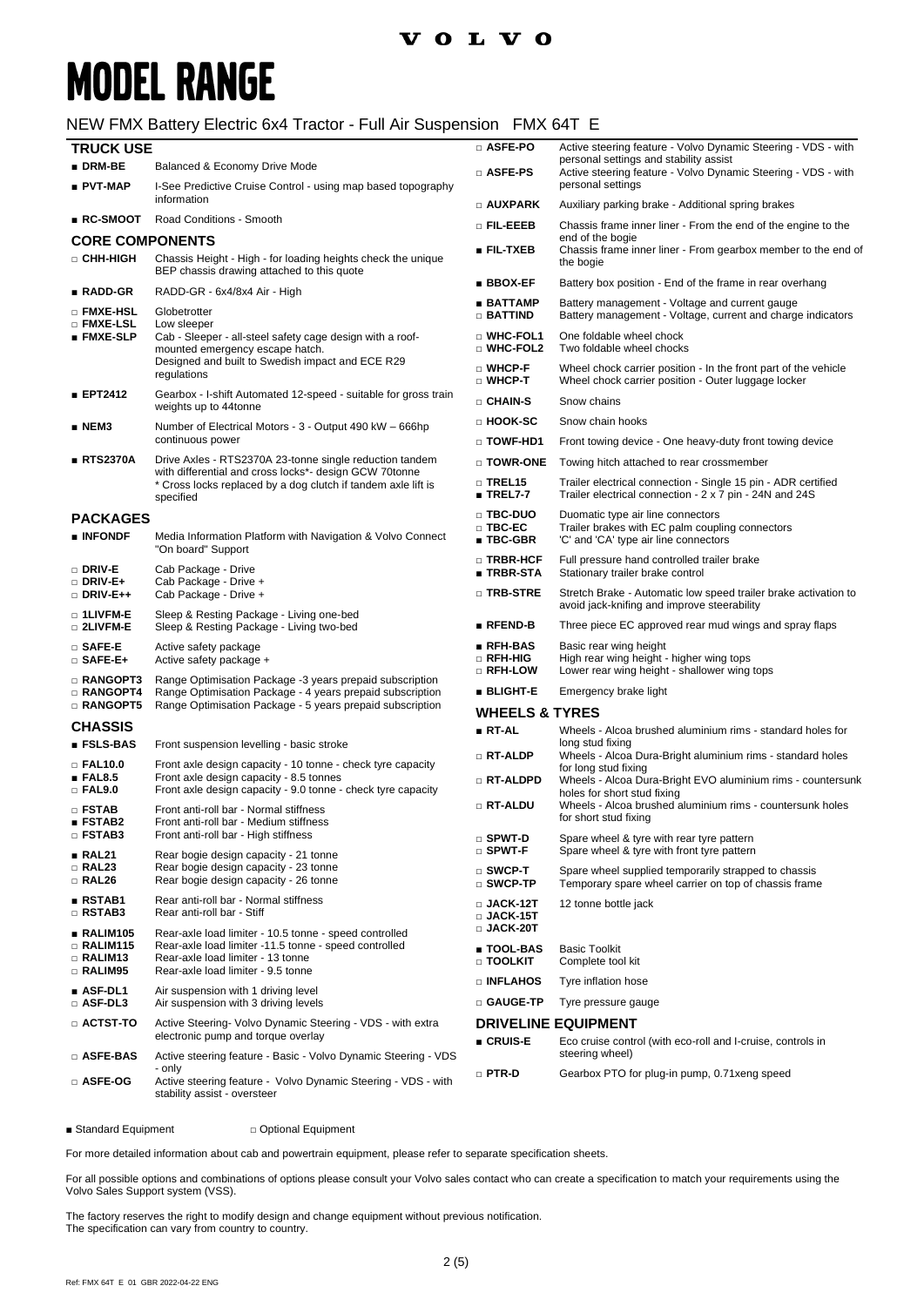# MODEL RANGE

## NEW FMX Battery Electric 6x4 Tractor - Full Air Suspension FMX 64T E

### TRUCK USE

| | |
|---|---|
| ■ DRM-BE | Balanced & Economy Drive Mode |
| ■ PVT-MAP | I-See Predictive Cruise Control - using map based topography information |
| ■ RC-SMOOT | Road Conditions - Smooth |

### CORE COMPONENTS

| | |
|---|---|
| □ CHH-HIGH | Chassis Height - High - for loading heights check the unique BEP chassis drawing attached to this quote |
| ■ RADD-GR | RADD-GR - 6x4/8x4 Air - High |
| □ FMXE-HSL | Globetrotter |
| □ FMXE-LSL | Low sleeper |
| ■ FMXE-SLP | Cab - Sleeper - all-steel safety cage design with a roof-mounted emergency escape hatch. Designed and built to Swedish impact and ECE R29 regulations |
| ■ EPT2412 | Gearbox - I-shift Automated 12-speed - suitable for gross train weights up to 44tonne |
| ■ NEM3 | Number of Electrical Motors - 3 - Output 490 kW – 666hp continuous power |
| ■ RTS2370A | Drive Axles - RTS2370A 23-tonne single reduction tandem with differential and cross locks*- design GCW 70tonne * Cross locks replaced by a dog clutch if tandem axle lift is specified |

### PACKAGES

| | |
|---|---|
| ■ INFONDF | Media Information Platform with Navigation & Volvo Connect "On board" Support |
| □ DRIV-E | Cab Package - Drive |
| □ DRIV-E+ | Cab Package - Drive + |
| □ DRIV-E++ | Cab Package - Drive + |
| □ 1LIVFM-E | Sleep & Resting Package - Living one-bed |
| □ 2LIVFM-E | Sleep & Resting Package - Living two-bed |
| □ SAFE-E | Active safety package |
| □ SAFE-E+ | Active safety package + |
| □ RANGOPT3 | Range Optimisation Package -3 years prepaid subscription |
| □ RANGOPT4 | Range Optimisation Package - 4 years prepaid subscription |
| □ RANGOPT5 | Range Optimisation Package - 5 years prepaid subscription |

### CHASSIS

| | |
|---|---|
| ■ FSLS-BAS | Front suspension levelling - basic stroke |
| □ FAL10.0 | Front axle design capacity - 10 tonne - check tyre capacity |
| ■ FAL8.5 | Front axle design capacity - 8.5 tonnes |
| □ FAL9.0 | Front axle design capacity - 9.0 tonne - check tyre capacity |
| □ FSTAB | Front anti-roll bar - Normal stiffness |
| ■ FSTAB2 | Front anti-roll bar - Medium stiffness |
| □ FSTAB3 | Front anti-roll bar - High stiffness |
| ■ RAL21 | Rear bogie design capacity - 21 tonne |
| □ RAL23 | Rear bogie design capacity - 23 tonne |
| □ RAL26 | Rear bogie design capacity - 26 tonne |
| ■ RSTAB1 | Rear anti-roll bar - Normal stiffness |
| □ RSTAB3 | Rear anti-roll bar - Stiff |
| ■ RALIM105 | Rear-axle load limiter - 10.5 tonne - speed controlled |
| □ RALIM115 | Rear-axle load limiter -11.5 tonne - speed controlled |
| □ RALIM13 | Rear-axle load limiter - 13 tonne |
| □ RALIM95 | Rear-axle load limiter - 9.5 tonne |
| ■ ASF-DL1 | Air suspension with 1 driving level |
| □ ASF-DL3 | Air suspension with 3 driving levels |
| □ ACTST-TO | Active Steering- Volvo Dynamic Steering - VDS - with extra electronic pump and torque overlay |
| □ ASFE-BAS | Active steering feature - Basic - Volvo Dynamic Steering - VDS - only |
| □ ASFE-OG | Active steering feature - Volvo Dynamic Steering - VDS - with stability assist - oversteer |
| □ ASFE-PO | Active steering feature - Volvo Dynamic Steering - VDS - with personal settings and stability assist |
| □ ASFE-PS | Active steering feature - Volvo Dynamic Steering - VDS - with personal settings |
| □ AUXPARK | Auxiliary parking brake - Additional spring brakes |
| □ FIL-EEEB | Chassis frame inner liner - From the end of the engine to the end of the bogie |
| ■ FIL-TXEB | Chassis frame inner liner - From gearbox member to the end of the bogie |
| ■ BBOX-EF | Battery box position - End of the frame in rear overhang |
| ■ BATTAMP | Battery management - Voltage and current gauge |
| □ BATTIND | Battery management - Voltage, current and charge indicators |
| □ WHC-FOL1 | One foldable wheel chock |
| □ WHC-FOL2 | Two foldable wheel chocks |
| □ WHCP-F | Wheel chock carrier position - In the front part of the vehicle |
| □ WHCP-T | Wheel chock carrier position - Outer luggage locker |
| □ CHAIN-S | Snow chains |
| □ HOOK-SC | Snow chain hooks |
| □ TOWF-HD1 | Front towing device - One heavy-duty front towing device |
| □ TOWR-ONE | Towing hitch attached to rear crossmember |
| □ TREL15 | Trailer electrical connection - Single 15 pin - ADR certified |
| ■ TREL7-7 | Trailer electrical connection - 2 x 7 pin - 24N and 24S |
| □ TBC-DUO | Duomatic type air line connectors |
| □ TBC-EC | Trailer brakes with EC palm coupling connectors |
| ■ TBC-GBR | 'C' and 'CA' type air line connectors |
| □ TRBR-HCF | Full pressure hand controlled trailer brake |
| ■ TRBR-STA | Stationary trailer brake control |
| □ TRB-STRE | Stretch Brake - Automatic low speed trailer brake activation to avoid jack-knifing and improve steerability |
| ■ RFEND-B | Three piece EC approved rear mud wings and spray flaps |
| ■ RFH-BAS | Basic rear wing height |
| □ RFH-HIG | High rear wing height - higher wing tops |
| □ RFH-LOW | Lower rear wing height - shallower wing tops |
| ■ BLIGHT-E | Emergency brake light |

### WHEELS & TYRES

| | |
|---|---|
| ■ RT-AL | Wheels - Alcoa brushed aluminium rims - standard holes for long stud fixing |
| □ RT-ALDP | Wheels - Alcoa Dura-Bright aluminium rims - standard holes for long stud fixing |
| □ RT-ALDPD | Wheels - Alcoa Dura-Bright EVO aluminium rims - countersunk holes for short stud fixing |
| □ RT-ALDU | Wheels - Alcoa brushed aluminium rims - countersunk holes for short stud fixing |
| □ SPWT-D | Spare wheel & tyre with rear tyre pattern |
| □ SPWT-F | Spare wheel & tyre with front tyre pattern |
| □ SWCP-T | Spare wheel supplied temporarily strapped to chassis |
| □ SWCP-TP | Temporary spare wheel carrier on top of chassis frame |
| □ JACK-12T | 12 tonne bottle jack |
| □ JACK-15T | |
| □ JACK-20T | |
| ■ TOOL-BAS | Basic Toolkit |
| □ TOOLKIT | Complete tool kit |
| □ INFLAHOS | Tyre inflation hose |
| □ GAUGE-TP | Tyre pressure gauge |

### DRIVELINE EQUIPMENT

| | |
|---|---|
| ■ CRUIS-E | Eco cruise control (with eco-roll and I-cruise, controls in steering wheel) |
| □ PTR-D | Gearbox PTO for plug-in pump, 0.71xeng speed |

■ Standard Equipment □ Optional Equipment

For more detailed information about cab and powertrain equipment, please refer to separate specification sheets.

For all possible options and combinations of options please consult your Volvo sales contact who can create a specification to match your requirements using the Volvo Sales Support system (VSS).

The factory reserves the right to modify design and change equipment without previous notification.
The specification can vary from country to country.

Ref: FMX 64T E 01 GBR 2022-04-22 ENG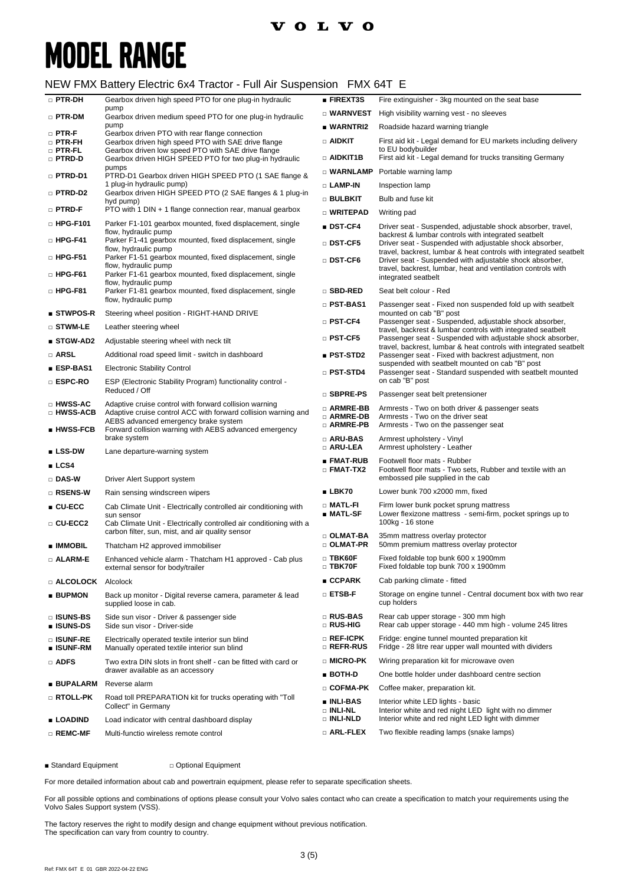VOLVO

# MODEL RANGE

## NEW FMX Battery Electric 6x4 Tractor - Full Air Suspension FMX 64T E

| Code | Description |
|---|---|
| □ PTR-DH | Gearbox driven high speed PTO for one plug-in hydraulic pump |
| □ PTR-DM | Gearbox driven medium speed PTO for one plug-in hydraulic pump |
| □ PTR-F | Gearbox driven PTO with rear flange connection |
| □ PTR-FH | Gearbox driven high speed PTO with SAE drive flange |
| □ PTR-FL | Gearbox driven low speed PTO with SAE drive flange |
| □ PTRD-D | Gearbox driven HIGH SPEED PTO for two plug-in hydraulic pumps |
| □ PTRD-D1 | PTRD-D1 Gearbox driven HIGH SPEED PTO (1 SAE flange & 1 plug-in hydraulic pump) |
| □ PTRD-D2 | Gearbox driven HIGH SPEED PTO (2 SAE flanges & 1 plug-in hyd pump) |
| □ PTRD-F | PTO with 1 DIN + 1 flange connection rear, manual gearbox |
| □ HPG-F101 | Parker F1-101 gearbox mounted, fixed displacement, single flow, hydraulic pump |
| □ HPG-F41 | Parker F1-41 gearbox mounted, fixed displacement, single flow, hydraulic pump |
| □ HPG-F51 | Parker F1-51 gearbox mounted, fixed displacement, single flow, hydraulic pump |
| □ HPG-F61 | Parker F1-61 gearbox mounted, fixed displacement, single flow, hydraulic pump |
| □ HPG-F81 | Parker F1-81 gearbox mounted, fixed displacement, single flow, hydraulic pump |
| ■ STWPOS-R | Steering wheel position - RIGHT-HAND DRIVE |
| □ STWM-LE | Leather steering wheel |
| ■ STGW-AD2 | Adjustable steering wheel with neck tilt |
| □ ARSL | Additional road speed limit - switch in dashboard |
| ■ ESP-BAS1 | Electronic Stability Control |
| □ ESPC-RO | ESP (Electronic Stability Program) functionality control - Reduced / Off |
| □ HWSS-AC | Adaptive cruise control with forward collision warning |
| □ HWSS-ACB | Adaptive cruise control ACC with forward collision warning and AEBS advanced emergency brake system |
| ■ HWSS-FCB | Forward collision warning with AEBS advanced emergency brake system |
| ■ LSS-DW | Lane departure-warning system |
| ■ LCS4 | |
| □ DAS-W | Driver Alert Support system |
| □ RSENS-W | Rain sensing windscreen wipers |
| ■ CU-ECC | Cab Climate Unit - Electrically controlled air conditioning with sun sensor |
| □ CU-ECC2 | Cab Climate Unit - Electrically controlled air conditioning with a carbon filter, sun, mist, and air quality sensor |
| ■ IMMOBIL | Thatcham H2 approved immobiliser |
| □ ALARM-E | Enhanced vehicle alarm - Thatcham H1 approved - Cab plus external sensor for body/trailer |
| □ ALCOLOCK | Alcolock |
| ■ BUPMON | Back up monitor - Digital reverse camera, parameter & lead supplied loose in cab. |
| □ ISUNS-BS | Side sun visor - Driver & passenger side |
| ■ ISUNS-DS | Side sun visor - Driver-side |
| □ ISUNF-RE | Electrically operated textile interior sun blind |
| ■ ISUNF-RM | Manually operated textile interior sun blind |
| □ ADFS | Two extra DIN slots in front shelf - can be fitted with card or drawer available as an accessory |
| ■ BUPALARM | Reverse alarm |
| □ RTOLL-PK | Road toll PREPARATION kit for trucks operating with "Toll Collect" in Germany |
| ■ LOADIND | Load indicator with central dashboard display |
| □ REMC-MF | Multi-functio wireless remote control |
| ■ FIREXT3S | Fire extinguisher - 3kg mounted on the seat base |
| □ WARNVEST | High visibility warning vest - no sleeves |
| ■ WARNTRI2 | Roadside hazard warning triangle |
| □ AIDKIT | First aid kit - Legal demand for EU markets including delivery to EU bodybuilder |
| □ AIDKIT1B | First aid kit - Legal demand for trucks transiting Germany |
| □ WARNLAMP | Portable warning lamp |
| □ LAMP-IN | Inspection lamp |
| □ BULBKIT | Bulb and fuse kit |
| □ WRITEPAD | Writing pad |
| ■ DST-CF4 | Driver seat - Suspended, adjustable shock absorber, travel, backrest & lumbar controls with integrated seatbelt |
| □ DST-CF5 | Driver seat - Suspended with adjustable shock absorber, travel, backrest, lumbar & heat controls with integrated seatbelt |
| □ DST-CF6 | Driver seat - Suspended with adjustable shock absorber, travel, backrest, lumbar, heat and ventilation controls with integrated seatbelt |
| □ SBD-RED | Seat belt colour - Red |
| □ PST-BAS1 | Passenger seat - Fixed non suspended fold up with seatbelt mounted on cab "B" post |
| □ PST-CF4 | Passenger seat - Suspended, adjustable shock absorber, travel, backrest & lumbar controls with integrated seatbelt |
| □ PST-CF5 | Passenger seat - Suspended with adjustable shock absorber, travel, backrest, lumbar & heat controls with integrated seatbelt |
| ■ PST-STD2 | Passenger seat - Fixed with backrest adjustment, non suspended with seatbelt mounted on cab "B" post |
| □ PST-STD4 | Passenger seat - Standard suspended with seatbelt mounted on cab "B" post |
| □ SBPRE-PS | Passenger seat belt pretensioner |
| □ ARMRE-BB | Armrests - Two on both driver & passenger seats |
| □ ARMRE-DB | Armrests - Two on the driver seat |
| □ ARMRE-PB | Armrests - Two on the passenger seat |
| □ ARU-BAS | Armrest upholstery - Vinyl |
| □ ARU-LEA | Armrest upholstery - Leather |
| ■ FMAT-RUB | Footwell floor mats - Rubber |
| □ FMAT-TX2 | Footwell floor mats - Two sets, Rubber and textile with an embossed pile supplied in the cab |
| ■ LBK70 | Lower bunk 700 x2000 mm, fixed |
| □ MATL-FI | Firm lower bunk pocket sprung mattress |
| ■ MATL-SF | Lower flexizone mattress - semi-firm, pocket springs up to 100kg - 16 stone |
| □ OLMAT-BA | 35mm mattress overlay protector |
| □ OLMAT-PR | 50mm premium mattress overlay protector |
| □ TBK60F | Fixed foldable top bunk 600 x 1900mm |
| □ TBK70F | Fixed foldable top bunk 700 x 1900mm |
| ■ CCPARK | Cab parking climate - fitted |
| □ ETSB-F | Storage on engine tunnel - Central document box with two rear cup holders |
| □ RUS-BAS | Rear cab upper storage - 300 mm high |
| □ RUS-HIG | Rear cab upper storage - 440 mm high - volume 245 litres |
| □ REF-ICPK | Fridge: engine tunnel mounted preparation kit |
| □ REFR-RUS | Fridge - 28 litre rear upper wall mounted with dividers |
| □ MICRO-PK | Wiring preparation kit for microwave oven |
| ■ BOTH-D | One bottle holder under dashboard centre section |
| □ COFMA-PK | Coffee maker, preparation kit. |
| ■ INLI-BAS | Interior white LED lights - basic |
| □ INLI-NL | Interior white and red night LED light with no dimmer |
| □ INLI-NLD | Interior white and red night LED light with dimmer |
| □ ARL-FLEX | Two flexible reading lamps (snake lamps) |

■ Standard Equipment □ Optional Equipment

For more detailed information about cab and powertrain equipment, please refer to separate specification sheets.

For all possible options and combinations of options please consult your Volvo sales contact who can create a specification to match your requirements using the Volvo Sales Support system (VSS).

The factory reserves the right to modify design and change equipment without previous notification.
The specification can vary from country to country.

Ref: FMX 64T E 01 GBR 2022-04-22 ENG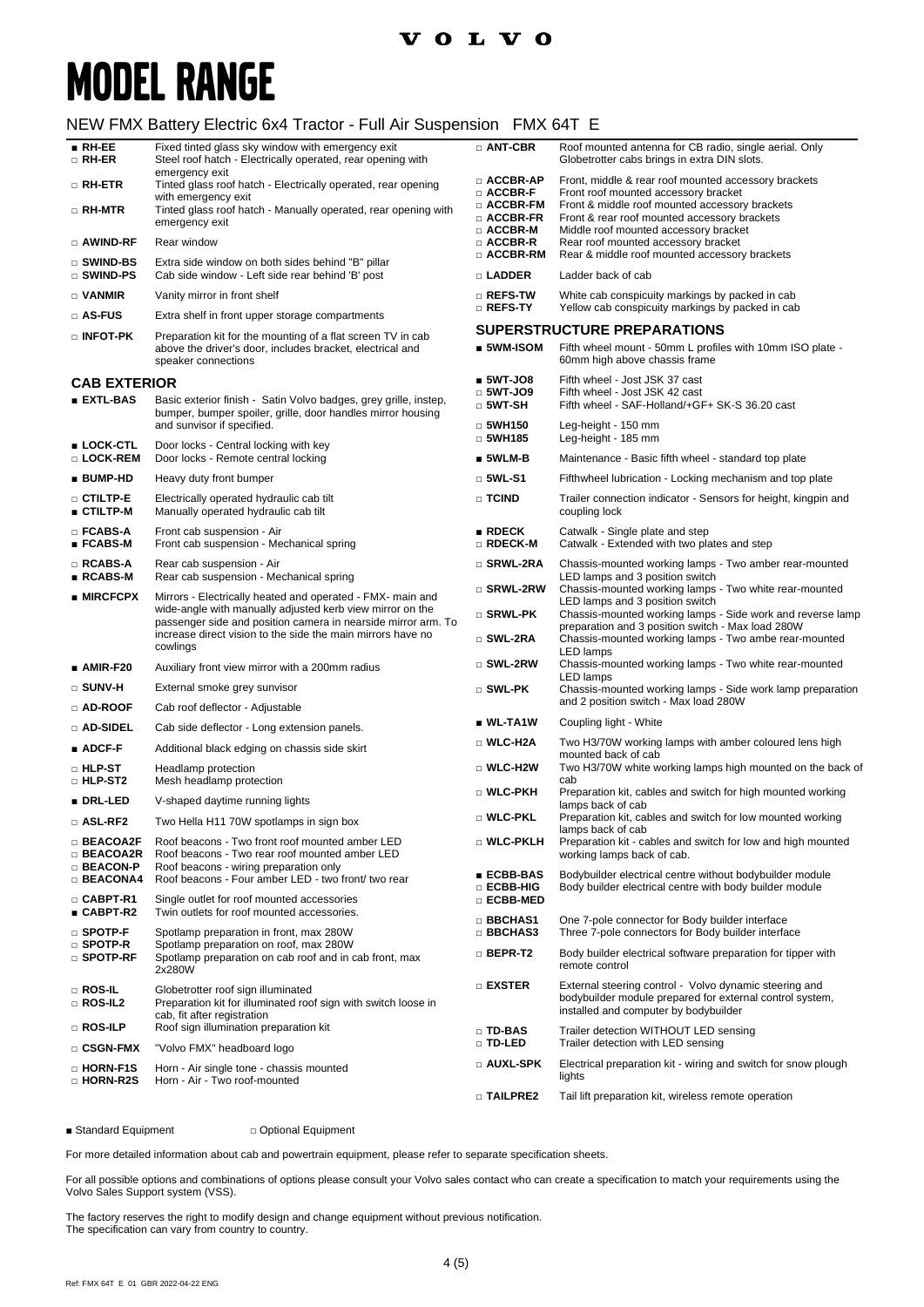# MODEL RANGE

## NEW FMX Battery Electric 6x4 Tractor - Full Air Suspension FMX 64T E

| Code | Description |
|---|---|
| ■ RH-EE | Fixed tinted glass sky window with emergency exit |
| □ RH-ER | Steel roof hatch - Electrically operated, rear opening with emergency exit |
| □ RH-ETR | Tinted glass roof hatch - Electrically operated, rear opening with emergency exit |
| □ RH-MTR | Tinted glass roof hatch - Manually operated, rear opening with emergency exit |
| □ AWIND-RF | Rear window |
| □ SWIND-BS | Extra side window on both sides behind "B" pillar |
| □ SWIND-PS | Cab side window - Left side rear behind 'B' post |
| □ VANMIR | Vanity mirror in front shelf |
| □ AS-FUS | Extra shelf in front upper storage compartments |
| □ INFOT-PK | Preparation kit for the mounting of a flat screen TV in cab above the driver's door, includes bracket, electrical and speaker connections |

### CAB EXTERIOR

| Code | Description |
|---|---|
| ■ EXTL-BAS | Basic exterior finish - Satin Volvo badges, grey grille, instep, bumper, bumper spoiler, grille, door handles mirror housing and sunvisor if specified. |
| ■ LOCK-CTL | Door locks - Central locking with key |
| □ LOCK-REM | Door locks - Remote central locking |
| ■ BUMP-HD | Heavy duty front bumper |
| □ CTILTP-E | Electrically operated hydraulic cab tilt |
| ■ CTILTP-M | Manually operated hydraulic cab tilt |
| □ FCABS-A | Front cab suspension - Air |
| ■ FCABS-M | Front cab suspension - Mechanical spring |
| □ RCABS-A | Rear cab suspension - Air |
| ■ RCABS-M | Rear cab suspension - Mechanical spring |
| ■ MIRCFCPX | Mirrors - Electrically heated and operated - FMX- main and wide-angle with manually adjusted kerb view mirror on the passenger side and position camera in nearside mirror arm. To increase direct vision to the side the main mirrors have no cowlings |
| ■ AMIR-F20 | Auxiliary front view mirror with a 200mm radius |
| □ SUNV-H | External smoke grey sunvisor |
| □ AD-ROOF | Cab roof deflector - Adjustable |
| □ AD-SIDEL | Cab side deflector - Long extension panels. |
| ■ ADCF-F | Additional black edging on chassis side skirt |
| □ HLP-ST | Headlamp protection |
| □ HLP-ST2 | Mesh headlamp protection |
| ■ DRL-LED | V-shaped daytime running lights |
| □ ASL-RF2 | Two Hella H11 70W spotlamps in sign box |
| □ BEACOA2F | Roof beacons - Two front roof mounted amber LED |
| □ BEACOA2R | Roof beacons - Two rear roof mounted amber LED |
| □ BEACON-P | Roof beacons - wiring preparation only |
| □ BEACONA4 | Roof beacons - Four amber LED - two front/ two rear |
| □ CABPT-R1 | Single outlet for roof mounted accessories |
| ■ CABPT-R2 | Twin outlets for roof mounted accessories. |
| □ SPOTP-F | Spotlamp preparation in front, max 280W |
| □ SPOTP-R | Spotlamp preparation on roof, max 280W |
| □ SPOTP-RF | Spotlamp preparation on cab roof and in cab front, max 2x280W |
| □ ROS-IL | Globetrotter roof sign illuminated |
| □ ROS-IL2 | Preparation kit for illuminated roof sign with switch loose in cab, fit after registration |
| □ ROS-ILP | Roof sign illumination preparation kit |
| □ CSGN-FMX | "Volvo FMX" headboard logo |
| □ HORN-F1S | Horn - Air single tone - chassis mounted |
| □ HORN-R2S | Horn - Air - Two roof-mounted |
| □ ANT-CBR | Roof mounted antenna for CB radio, single aerial. Only Globetrotter cabs brings in extra DIN slots. |
| □ ACCBR-AP | Front, middle & rear roof mounted accessory brackets |
| □ ACCBR-F | Front roof mounted accessory bracket |
| □ ACCBR-FM | Front & middle roof mounted accessory brackets |
| □ ACCBR-FR | Front & rear roof mounted accessory brackets |
| □ ACCBR-M | Middle roof mounted accessory bracket |
| □ ACCBR-R | Rear roof mounted accessory bracket |
| □ ACCBR-RM | Rear & middle roof mounted accessory brackets |
| □ LADDER | Ladder back of cab |
| □ REFS-TW | White cab conspicuity markings by packed in cab |
| □ REFS-TY | Yellow cab conspicuity markings by packed in cab |

### SUPERSTRUCTURE PREPARATIONS

| Code | Description |
|---|---|
| ■ 5WM-ISOM | Fifth wheel mount - 50mm L profiles with 10mm ISO plate - 60mm high above chassis frame |
| ■ 5WT-JO8 | Fifth wheel - Jost JSK 37 cast |
| □ 5WT-JO9 | Fifth wheel - Jost JSK 42 cast |
| □ 5WT-SH | Fifth wheel - SAF-Holland/+GF+ SK-S 36.20 cast |
| □ 5WH150 | Leg-height - 150 mm |
| □ 5WH185 | Leg-height - 185 mm |
| ■ 5WLM-B | Maintenance - Basic fifth wheel - standard top plate |
| □ 5WL-S1 | Fifthwheel lubrication - Locking mechanism and top plate |
| □ TCIND | Trailer connection indicator - Sensors for height, kingpin and coupling lock |
| ■ RDECK | Catwalk - Single plate and step |
| □ RDECK-M | Catwalk - Extended with two plates and step |
| □ SRWL-2RA | Chassis-mounted working lamps - Two amber rear-mounted LED lamps and 3 position switch |
| □ SRWL-2RW | Chassis-mounted working lamps - Two white rear-mounted LED lamps and 3 position switch |
| □ SRWL-PK | Chassis-mounted working lamps - Side work and reverse lamp preparation and 3 position switch - Max load 280W |
| □ SWL-2RA | Chassis-mounted working lamps - Two amber rear-mounted LED lamps |
| □ SWL-2RW | Chassis-mounted working lamps - Two white rear-mounted LED lamps |
| □ SWL-PK | Chassis-mounted working lamps - Side work lamp preparation and 2 position switch - Max load 280W |
| ■ WL-TA1W | Coupling light - White |
| □ WLC-H2A | Two H3/70W working lamps with amber coloured lens high mounted back of cab |
| □ WLC-H2W | Two H3/70W white working lamps high mounted on the back of cab |
| □ WLC-PKH | Preparation kit, cables and switch for high mounted working lamps back of cab |
| □ WLC-PKL | Preparation kit, cables and switch for low mounted working lamps back of cab |
| □ WLC-PKLH | Preparation kit - cables and switch for low and high mounted working lamps back of cab. |
| ■ ECBB-BAS | Bodybuilder electrical centre without bodybuilder module |
| □ ECBB-HIG | Body builder electrical centre with body builder module |
| □ ECBB-MED | |
| □ BBCHAS1 | One 7-pole connector for Body builder interface |
| □ BBCHAS3 | Three 7-pole connectors for Body builder interface |
| □ BEPR-T2 | Body builder electrical software preparation for tipper with remote control |
| □ EXSTER | External steering control - Volvo dynamic steering and bodybuilder module prepared for external control system, installed and computer by bodybuilder |
| □ TD-BAS | Trailer detection WITHOUT LED sensing |
| □ TD-LED | Trailer detection with LED sensing |
| □ AUXL-SPK | Electrical preparation kit - wiring and switch for snow plough lights |
| □ TAILPRE2 | Tail lift preparation kit, wireless remote operation |

■ Standard Equipment □ Optional Equipment

For more detailed information about cab and powertrain equipment, please refer to separate specification sheets.

For all possible options and combinations of options please consult your Volvo sales contact who can create a specification to match your requirements using the Volvo Sales Support system (VSS).

The factory reserves the right to modify design and change equipment without previous notification.
The specification can vary from country to country.

Ref: FMX 64T E 01 GBR 2022-04-22 ENG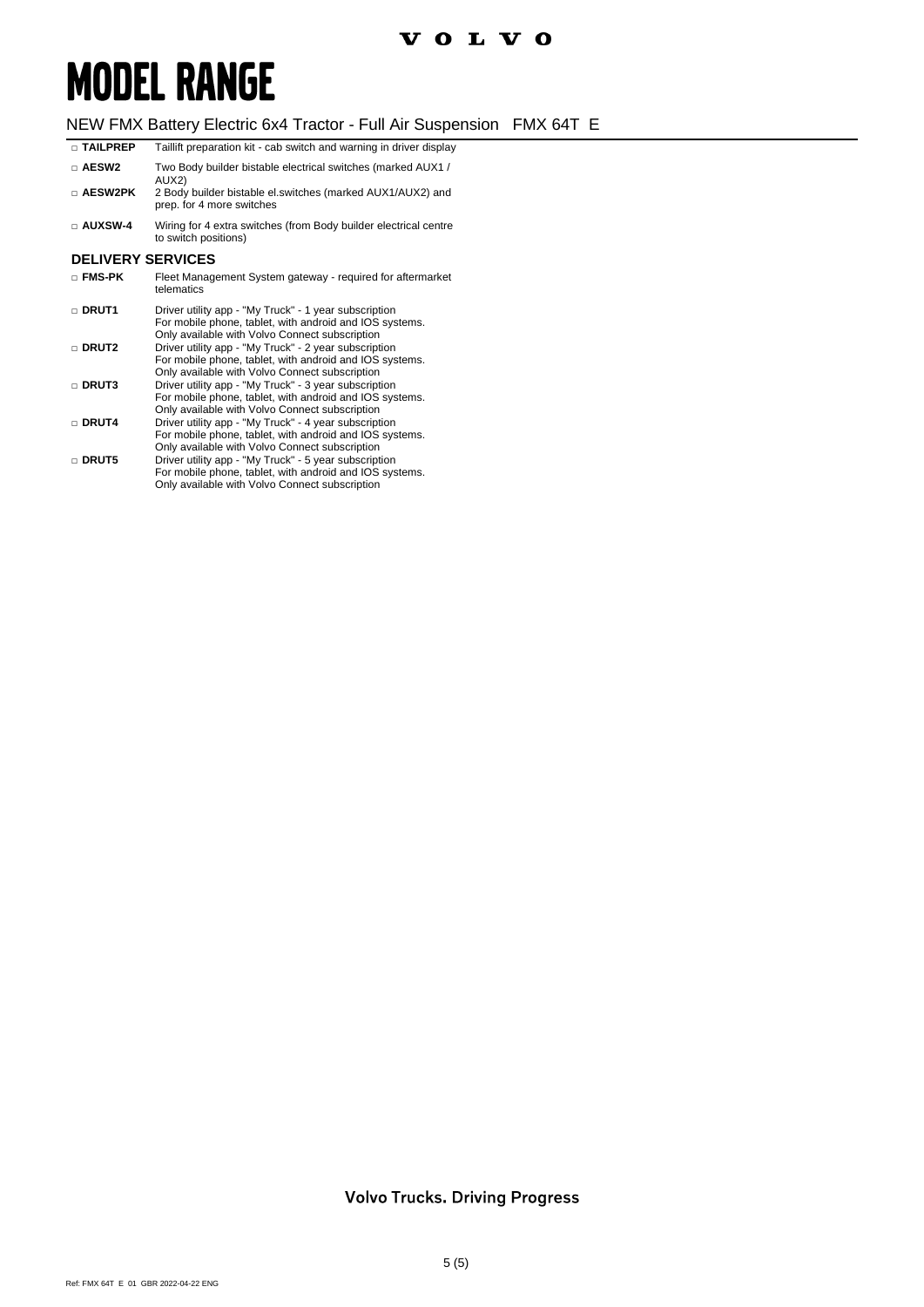# MODEL RANGE

NEW FMX Battery Electric 6x4 Tractor - Full Air Suspension FMX 64T E

| | |
|---|---|
| □ **TAILPREP** | Taillift preparation kit - cab switch and warning in driver display |
| □ **AESW2** | Two Body builder bistable electrical switches (marked AUX1 / AUX2) |
| □ **AESW2PK** | 2 Body builder bistable el.switches (marked AUX1/AUX2) and prep. for 4 more switches |
| □ **AUXSW-4** | Wiring for 4 extra switches (from Body builder electrical centre to switch positions) |

## DELIVERY SERVICES

| | |
|---|---|
| □ **FMS-PK** | Fleet Management System gateway - required for aftermarket telematics |
| □ **DRUT1** | Driver utility app - "My Truck" - 1 year subscription For mobile phone, tablet, with android and IOS systems. Only available with Volvo Connect subscription |
| □ **DRUT2** | Driver utility app - "My Truck" - 2 year subscription For mobile phone, tablet, with android and IOS systems. Only available with Volvo Connect subscription |
| □ **DRUT3** | Driver utility app - "My Truck" - 3 year subscription For mobile phone, tablet, with android and IOS systems. Only available with Volvo Connect subscription |
| □ **DRUT4** | Driver utility app - "My Truck" - 4 year subscription For mobile phone, tablet, with android and IOS systems. Only available with Volvo Connect subscription |
| □ **DRUT5** | Driver utility app - "My Truck" - 5 year subscription For mobile phone, tablet, with android and IOS systems. Only available with Volvo Connect subscription |

Volvo Trucks. Driving Progress

Ref: FMX 64T E 01 GBR 2022-04-22 ENG